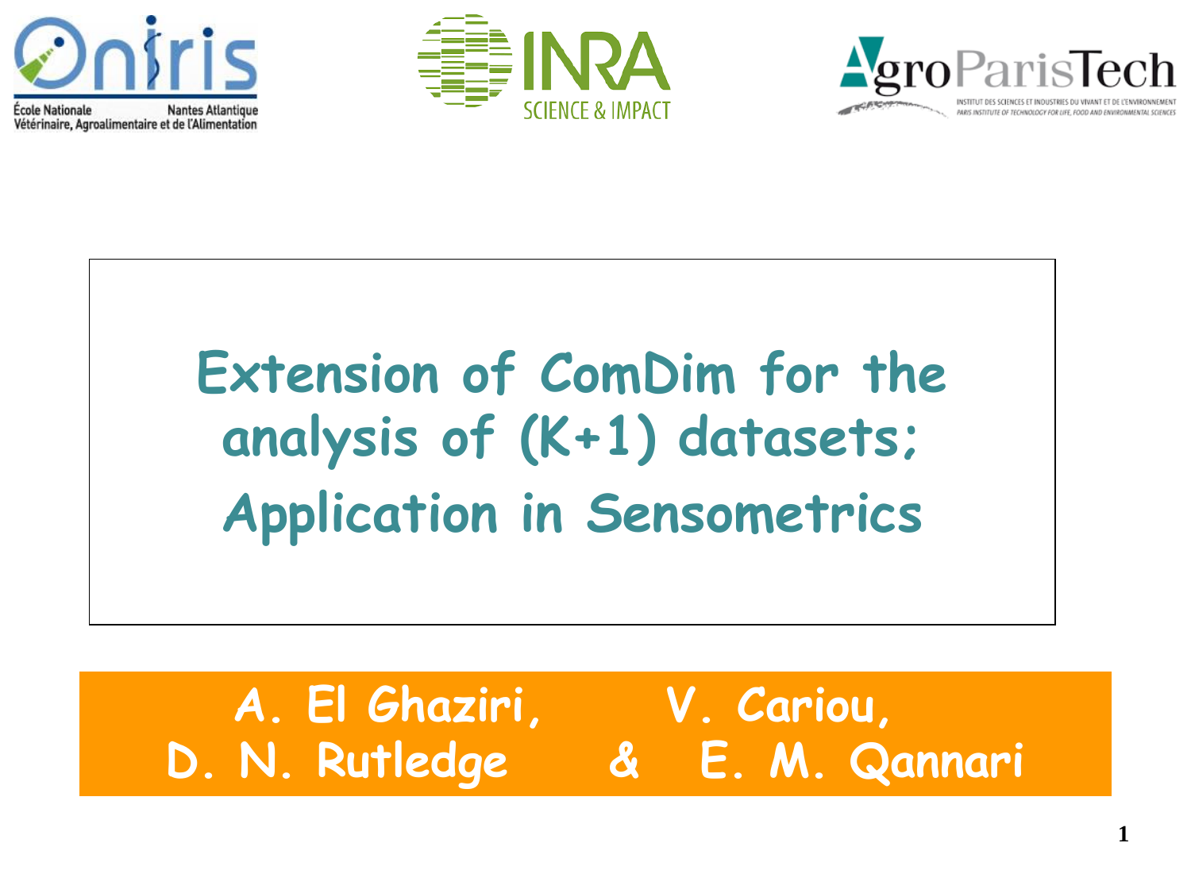École Nationale Vétérinaire, Agroalimentaire et de l'Alimentation Nantes Atlantique

INRA SCIENCE & IMPACT

AgroParisTech INSTITUT DES SCIENCES ET INDUSTRIES DU VIVANT ET DE L'ENVIRONNEMENT PARIS INSTITUTE OF TECHNOLOGY FOR LIFE, FOOD AND ENVIRONMENTAL SCIENCES

# Extension of ComDim for the analysis of (K+1) datasets; Application in Sensometrics

**A. El Ghaziri, V. Cariou, D. N. Rutledge & E. M. Qannari**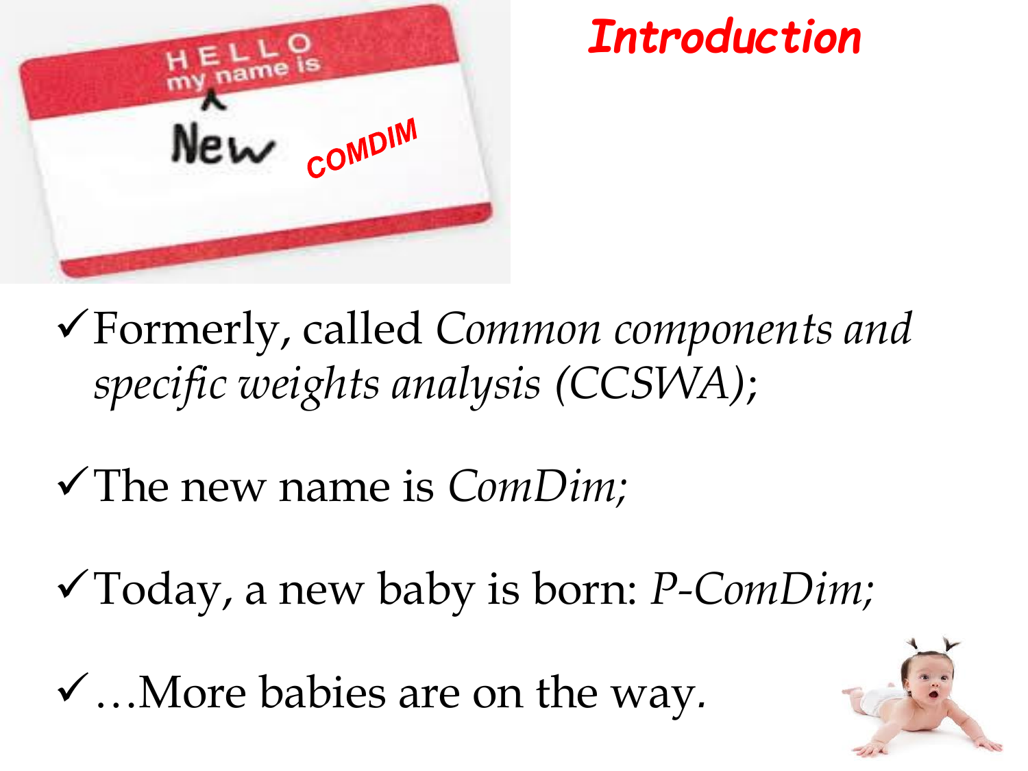# Introduction

- ✓ Formerly, called *Common components and specific weights analysis (CCSWA);*
- ✓ The new name is *ComDim;*
- ✓ Today, a new baby is born: *P-ComDim;*
- ✓ …More babies are on the way.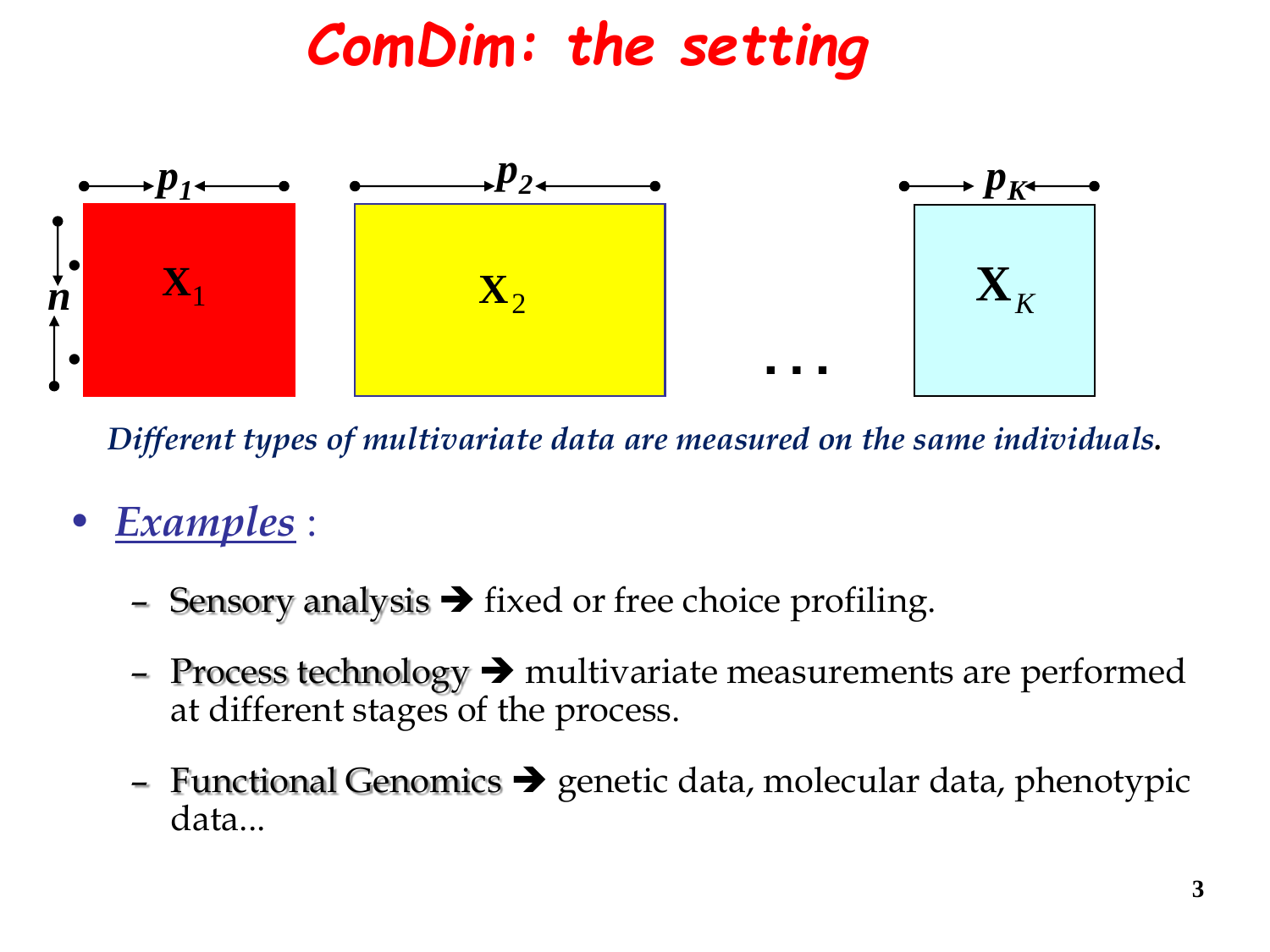# ComDim: the setting

$p_1$ $p_2$ $p_K$

$n$

$\mathbf{X}_1$ $\mathbf{X}_2$ ... $\mathbf{X}_K$

*Different types of multivariate data are measured on the same individuals.*

- *Examples* :
  - Sensory analysis ➔ fixed or free choice profiling.
  - Process technology ➔ multivariate measurements are performed at different stages of the process.
  - Functional Genomics ➔ genetic data, molecular data, phenotypic data...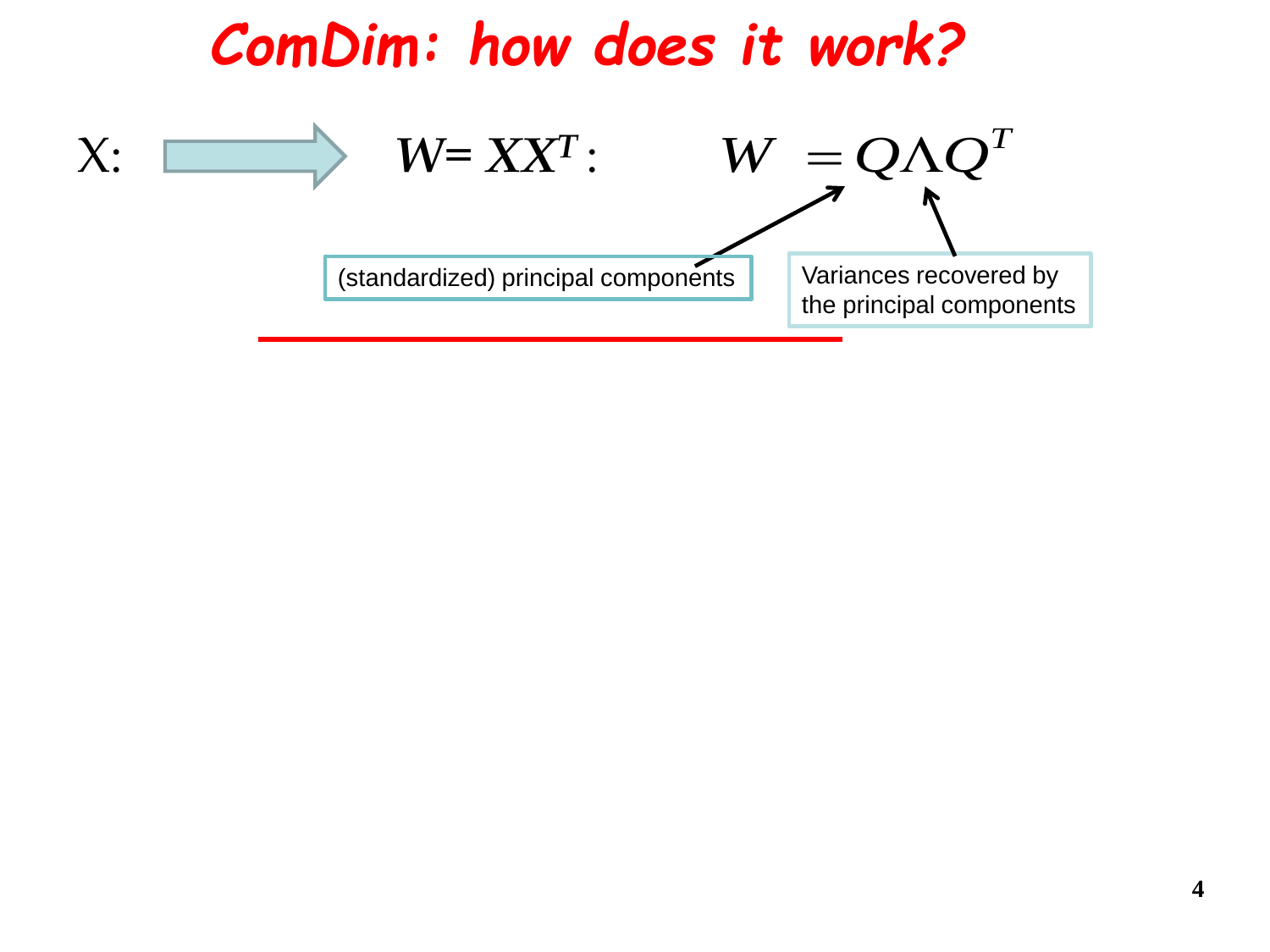# ComDim: how does it work?

X: → $W = XX^T$: $W = Q\Lambda Q^T$

(standardized) principal components

Variances recovered by the principal components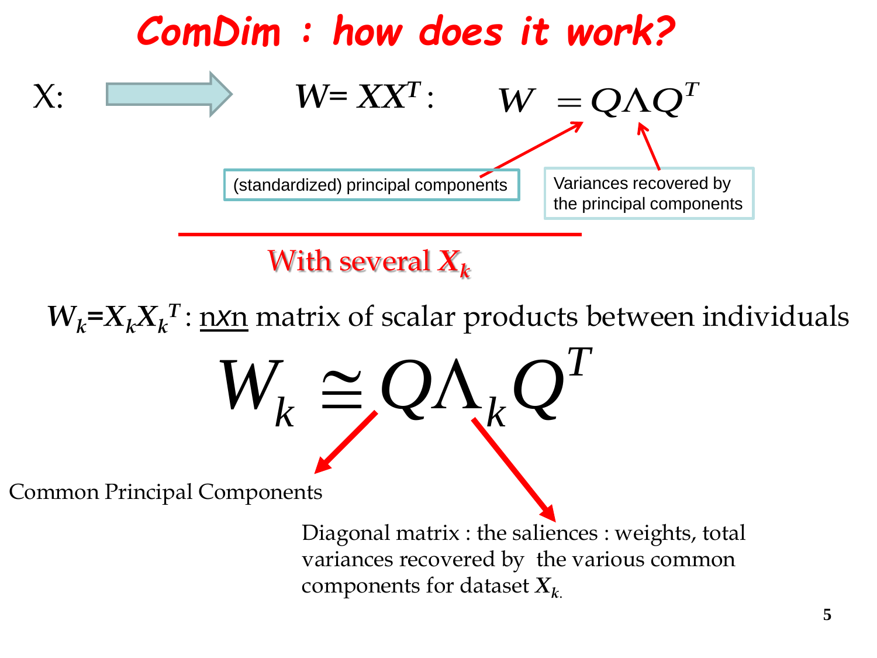# ComDim : how does it work?

X: → $W = XX^T$ : $W = Q\Lambda Q^T$

(standardized) principal components

Variances recovered by the principal components

## With several $X_k$

$W_k = X_k X_k^T$ : nxn matrix of scalar products between individuals

$$W_k \cong Q\Lambda_k Q^T$$

Common Principal Components

Diagonal matrix : the saliences : weights, total variances recovered by the various common components for dataset $X_k$.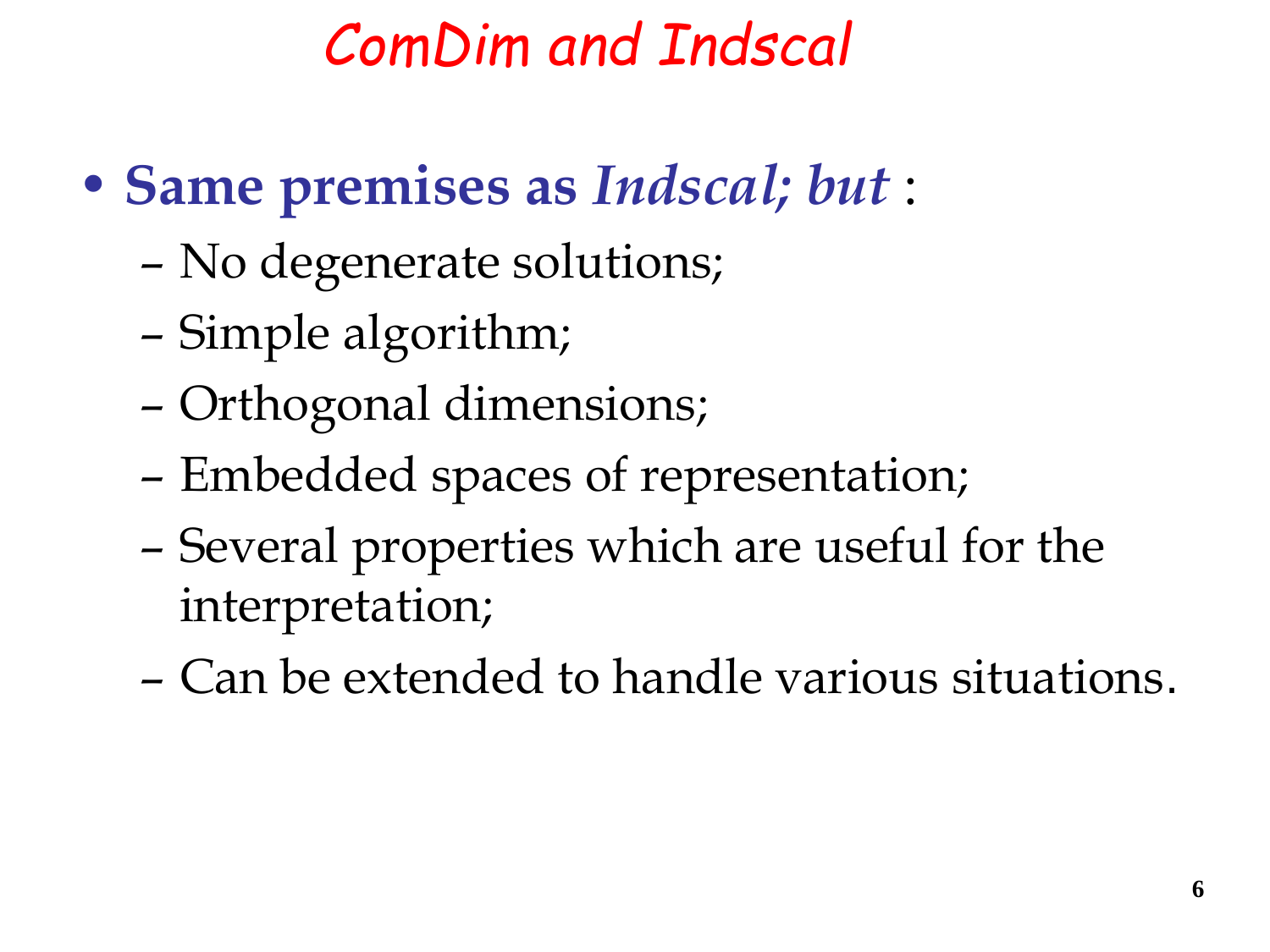# *ComDim and Indscal*

- **Same premises as *Indscal; but*** :
  - No degenerate solutions;
  - Simple algorithm;
  - Orthogonal dimensions;
  - Embedded spaces of representation;
  - Several properties which are useful for the interpretation;
  - Can be extended to handle various situations.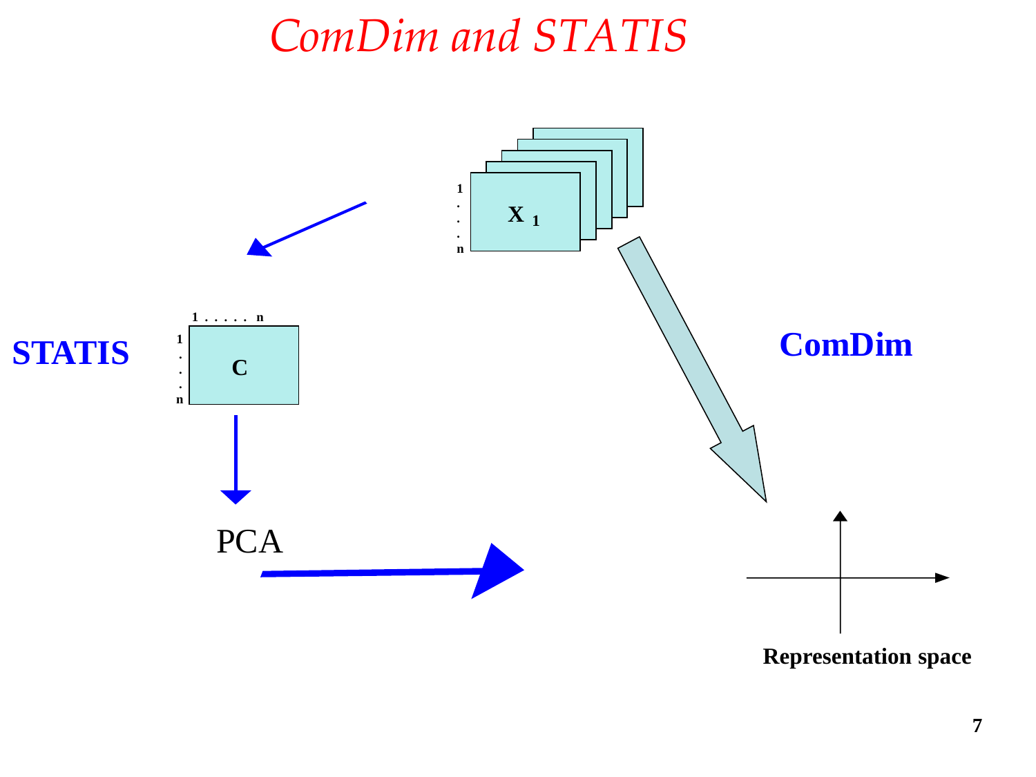# *ComDim and STATIS*

X 1

1
.
.
.
n

1 . . . . . n

STATIS

1
.
.
.
n

C

PCA

ComDim

Representation space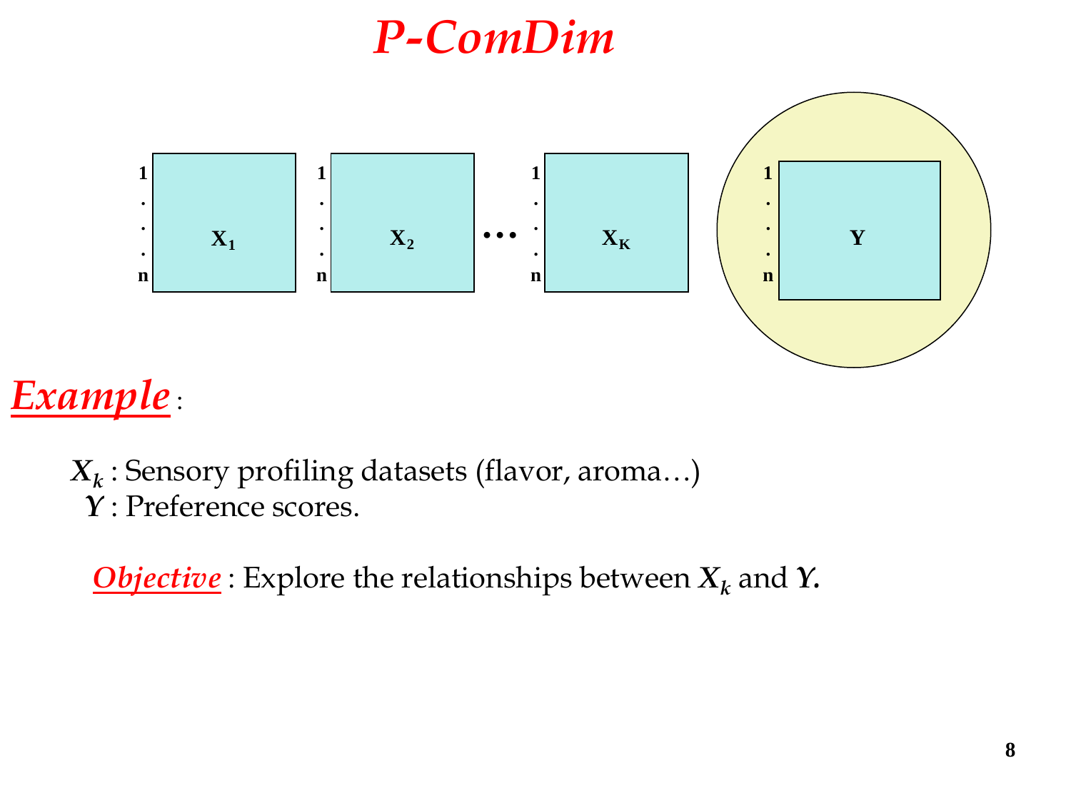# P-ComDim

1
.
.
.
n

$X_1$

1
.
.
.
n

$X_2$

...

1
.
.
.
n

$X_K$

1
.
.
.
n

Y

***Example*** :

$X_k$ : Sensory profiling datasets (flavor, aroma…)
$Y$ : Preference scores.

***Objective*** : Explore the relationships between $X_k$ and $Y$.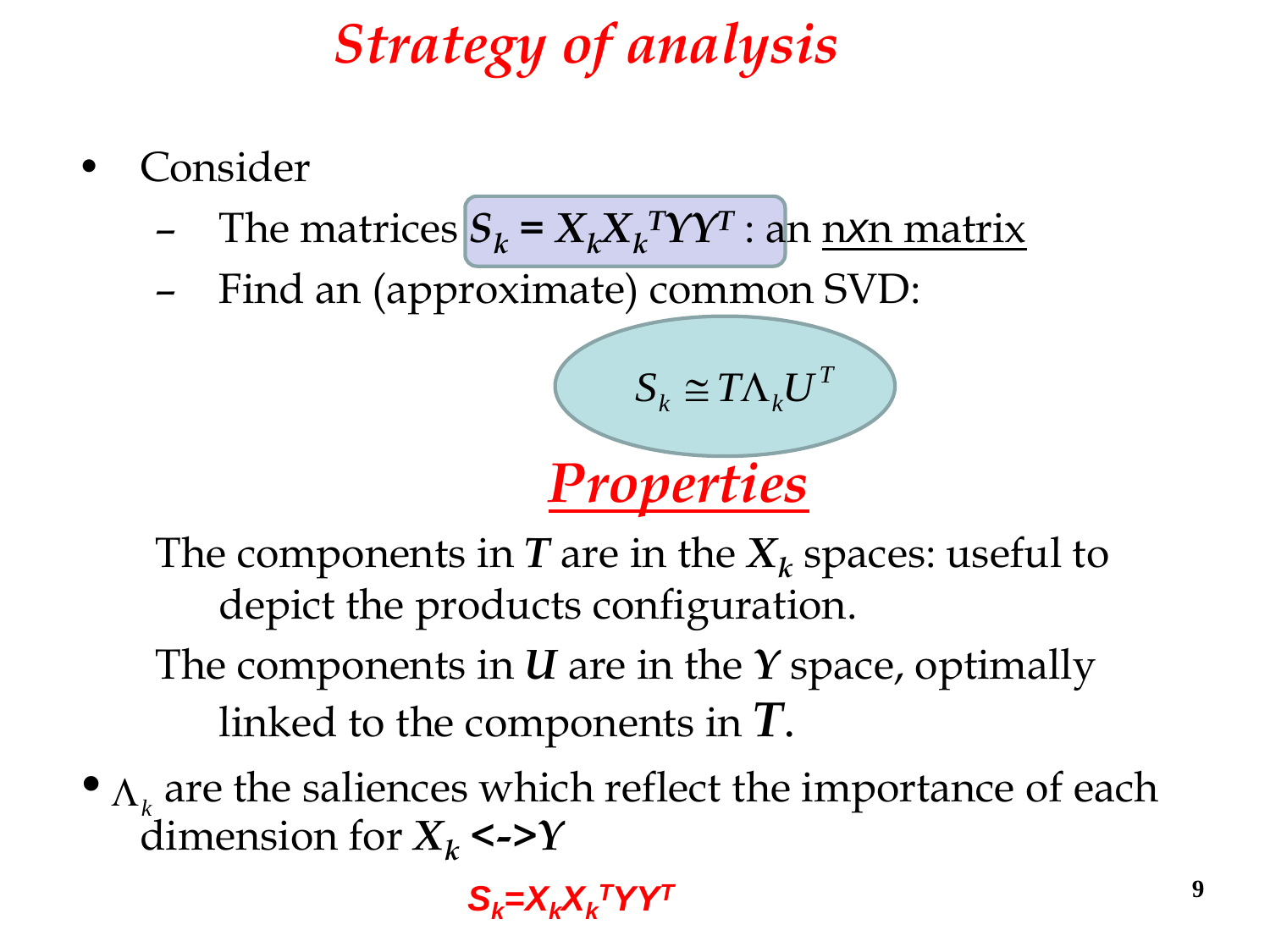# *Strategy of analysis*

- Consider
  - The matrices $S_k = X_k X_k^T Y Y^T$ : an n*x*n matrix
  - Find an (approximate) common SVD:

$$S_k \cong T \Lambda_k U^T$$

## *Properties*

The components in $T$ are in the $X_k$ spaces: useful to depict the products configuration.

The components in $U$ are in the $Y$ space, optimally linked to the components in $T$.

- $\Lambda_k$ are the saliences which reflect the importance of each dimension for $X_k$ **<->** $Y$

$S_k = X_k X_k^T Y Y^T$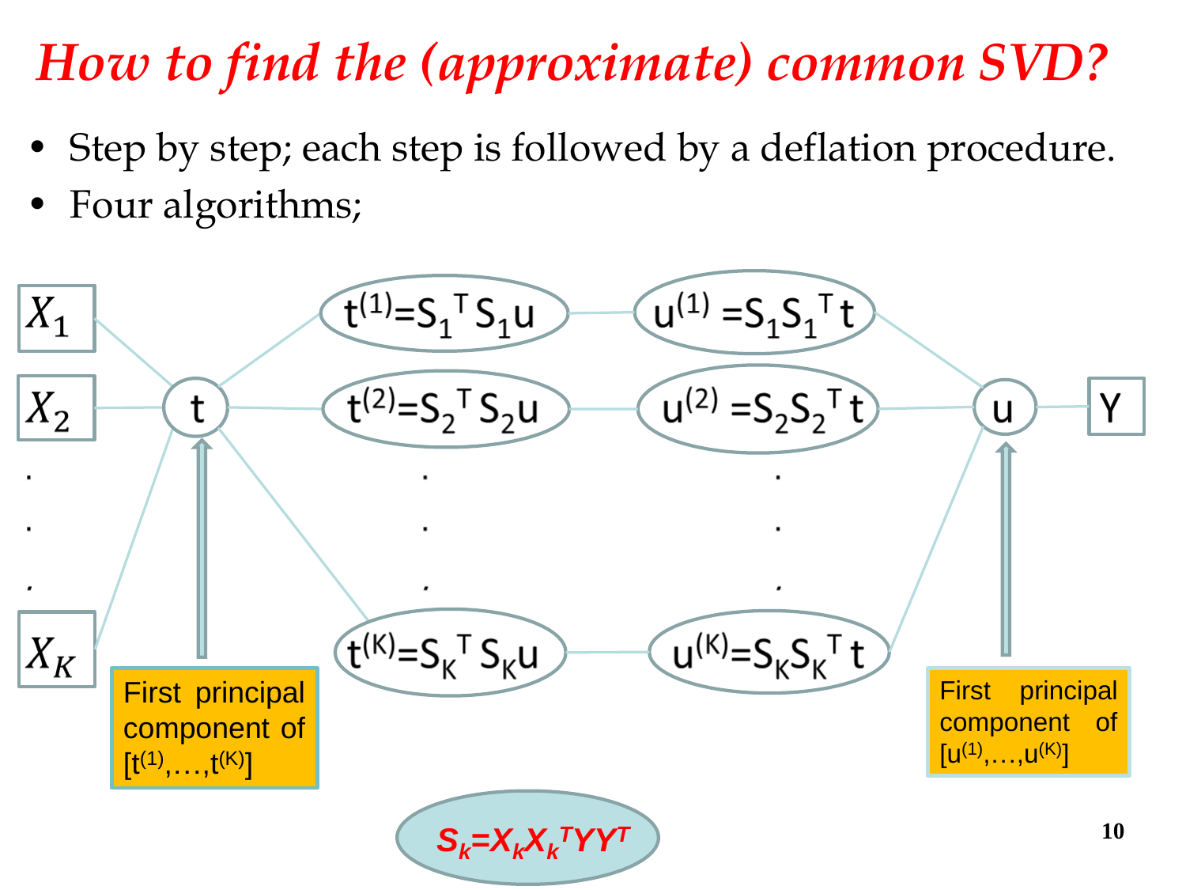# *How to find the (approximate) common SVD?*

- Step by step; each step is followed by a deflation procedure.
- Four algorithms;

$X_1$

$X_2$

$X_K$

t

$t^{(1)} = S_1^T S_1 u$

$t^{(2)} = S_2^T S_2 u$

$t^{(K)} = S_K^T S_K u$

$u^{(1)} = S_1 S_1^T t$

$u^{(2)} = S_2 S_2^T t$

$u^{(K)} = S_K S_K^T t$

u

Y

First principal component of $[t^{(1)}, \ldots, t^{(K)}]$

First principal component of $[u^{(1)}, \ldots, u^{(K)}]$

$S_k = X_k X_k^T Y Y^T$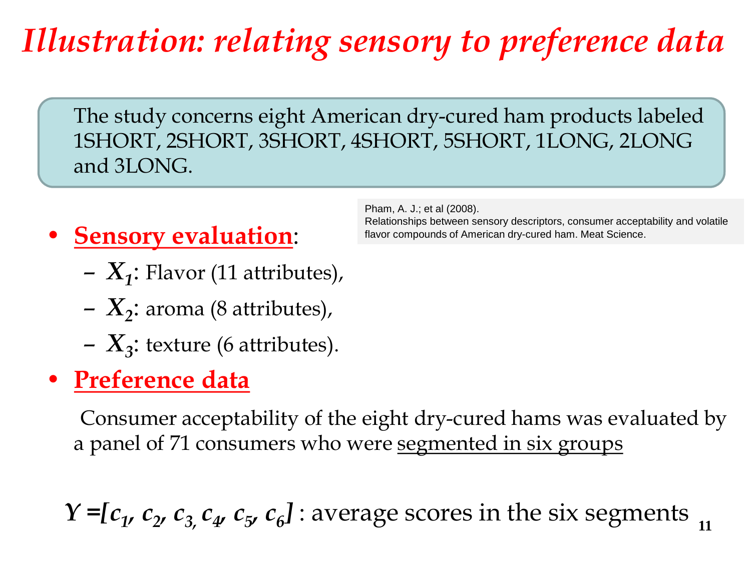# *Illustration: relating sensory to preference data*

The study concerns eight American dry-cured ham products labeled 1SHORT, 2SHORT, 3SHORT, 4SHORT, 5SHORT, 1LONG, 2LONG and 3LONG.

Pham, A. J.; et al (2008).
Relationships between sensory descriptors, consumer acceptability and volatile flavor compounds of American dry-cured ham. Meat Science.

- **Sensory evaluation**:
  - $X_1$: Flavor (11 attributes),
  - $X_2$: aroma (8 attributes),
  - $X_3$: texture (6 attributes).
- **Preference data**

Consumer acceptability of the eight dry-cured hams was evaluated by a panel of 71 consumers who were segmented in six groups

$Y = [c_1, c_2, c_3, c_4, c_5, c_6]$ : average scores in the six segments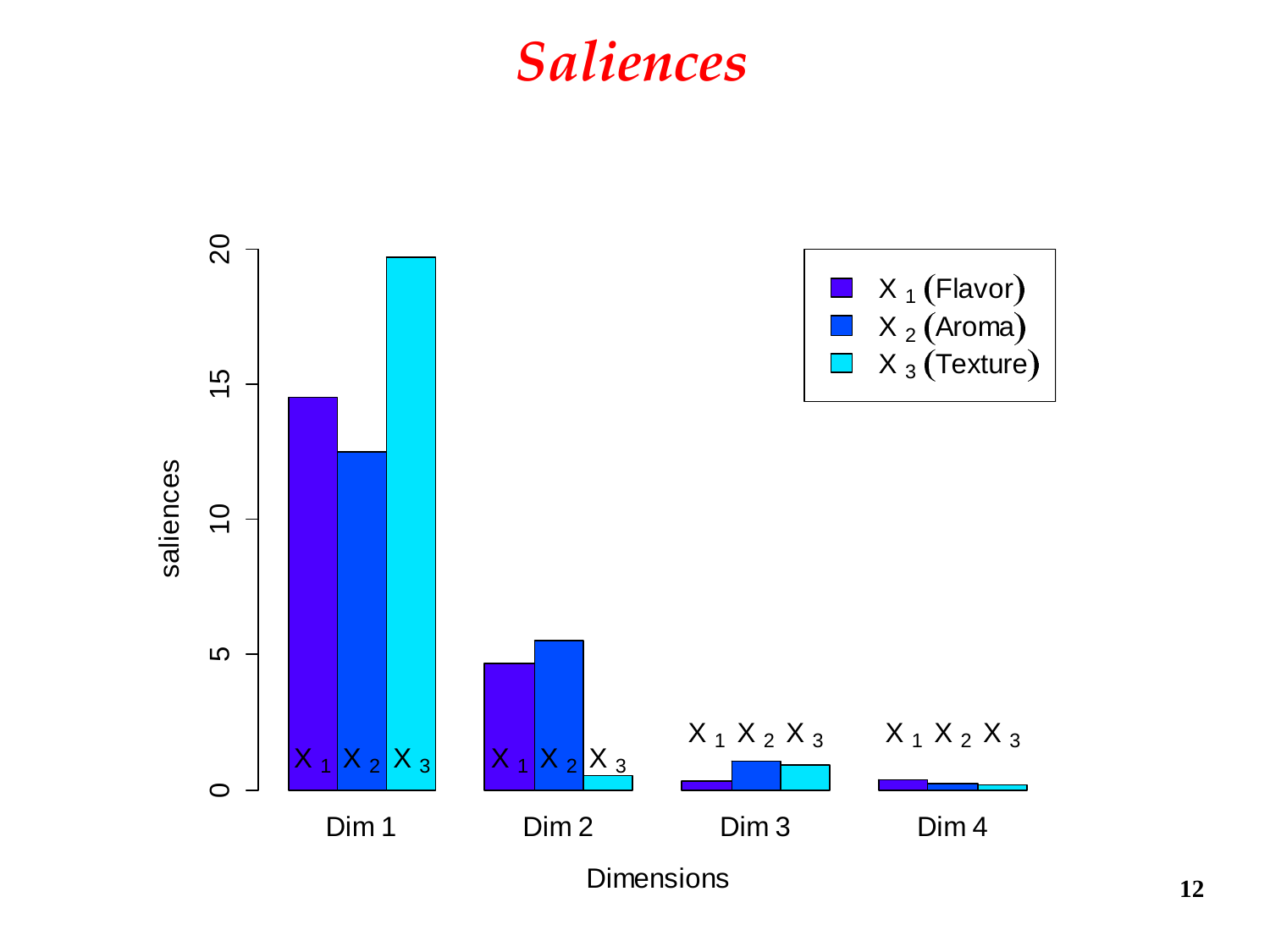# *Saliences*

saliences

20

15

10

5

0

$X_1$ (Flavor)

$X_2$ (Aroma)

$X_3$ (Texture)

$X_1$ $X_2$ $X_3$

$X_1$ $X_2$ $X_3$

$X_1$ $X_2$ $X_3$

$X_1$ $X_2$ $X_3$

Dim 1

Dim 2

Dim 3

Dim 4

Dimensions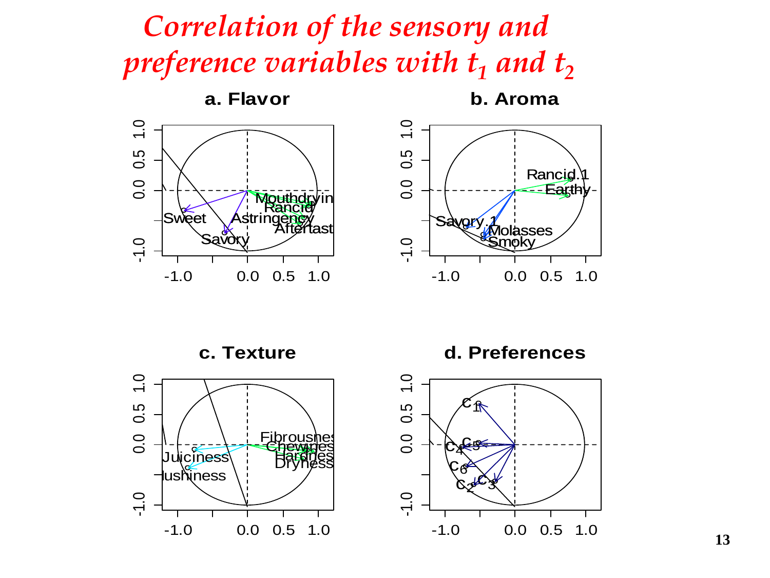# *Correlation of the sensory and preference variables with $t_1$ and $t_2$*

a. Flavor

1.0
0.5
0.0
-1.0

-1.0
0.0
0.5
1.0

Sweet
Savory
Astringency
Mouthdryin
Rancid
Aftertast

b. Aroma

1.0
0.5
0.0
-1.0

-1.0
0.0
0.5
1.0

Rancid.1
Earthy
Savory.1
Molasses
Smoky

c. Texture

1.0
0.5
0.0
-1.0

-1.0
0.0
0.5
1.0

Juiciness
lushiness
Fibrousnes
Chewines
Hardnes
Dryness

d. Preferences

1.0
0.5
0.0
-1.0

-1.0
0.0
0.5
1.0

$c_1$
$c_4$
$c_5$
$c_6$
$c_2$
$c_3$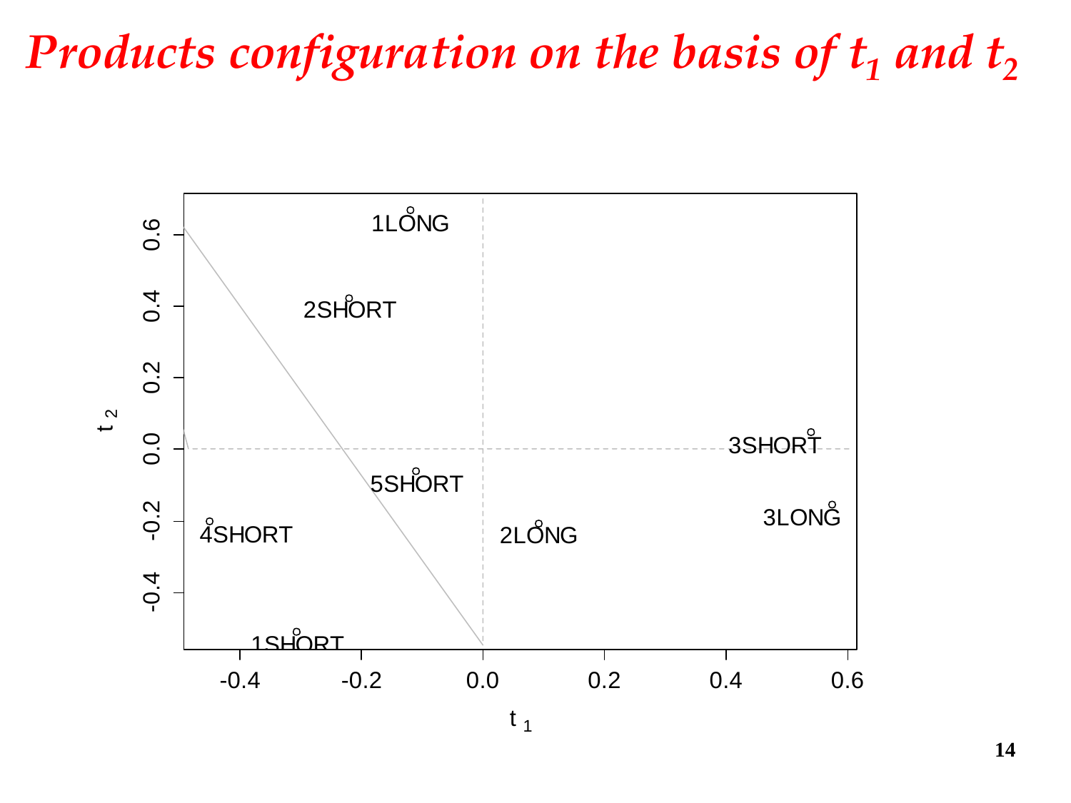# *Products configuration on the basis of $t_1$ and $t_2$*

$t_2$ (vertical axis: -0.4, -0.2, 0.0, 0.2, 0.4, 0.6)

$t_1$ (horizontal axis: -0.4, -0.2, 0.0, 0.2, 0.4, 0.6)

1LONG

2SHORT

3SHORT

5SHORT

4SHORT

2LONG

3LONG

1SHORT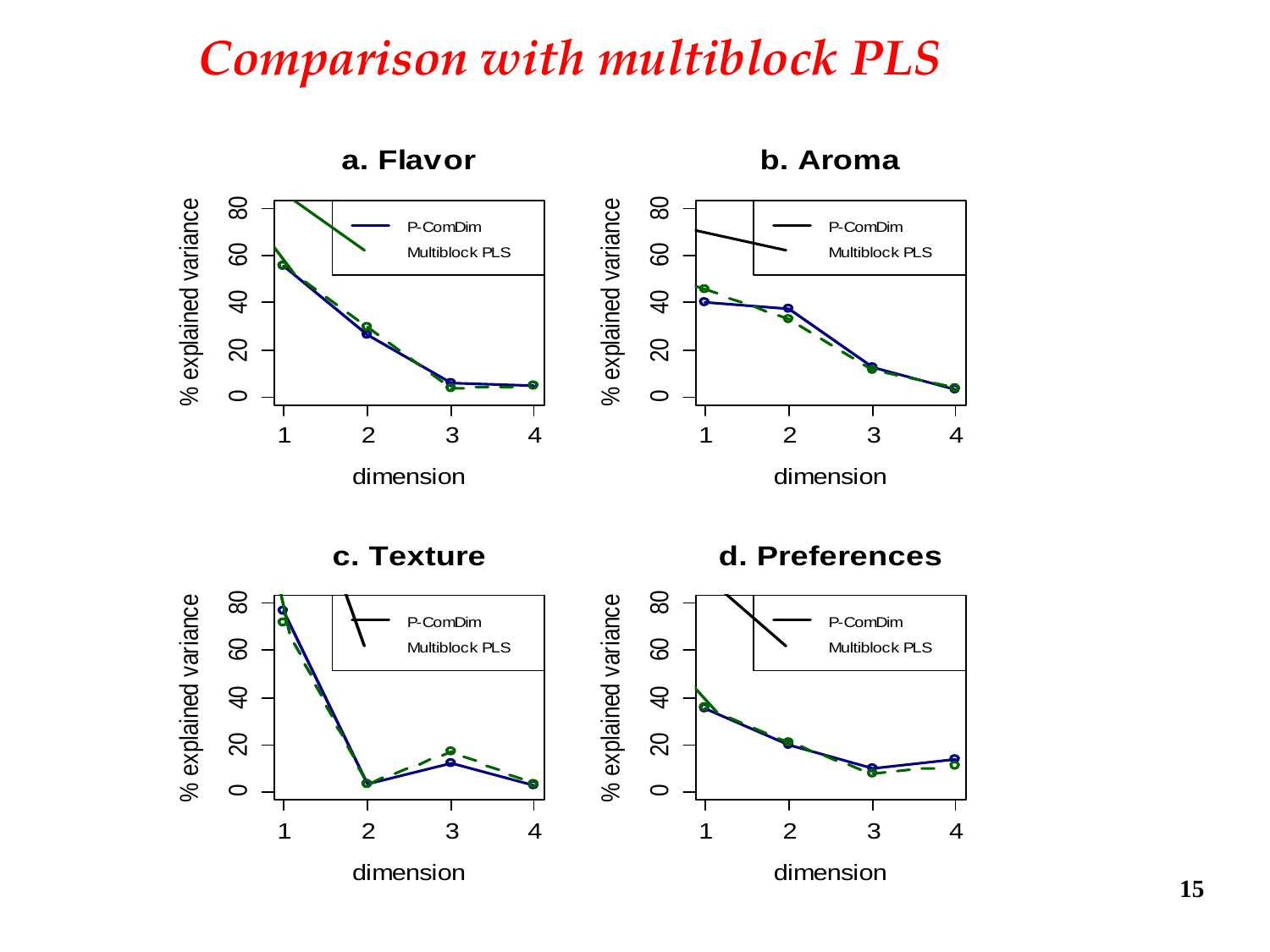# *Comparison with multiblock PLS*

a. Flavor

% explained variance

0
20
40
60
80

1
2
3
4

dimension

P-ComDim
Multiblock PLS

b. Aroma

% explained variance

0
20
40
60
80

1
2
3
4

dimension

P-ComDim
Multiblock PLS

c. Texture

% explained variance

0
20
40
60
80

1
2
3
4

dimension

P-ComDim
Multiblock PLS

d. Preferences

% explained variance

0
20
40
60
80

1
2
3
4

dimension

P-ComDim
Multiblock PLS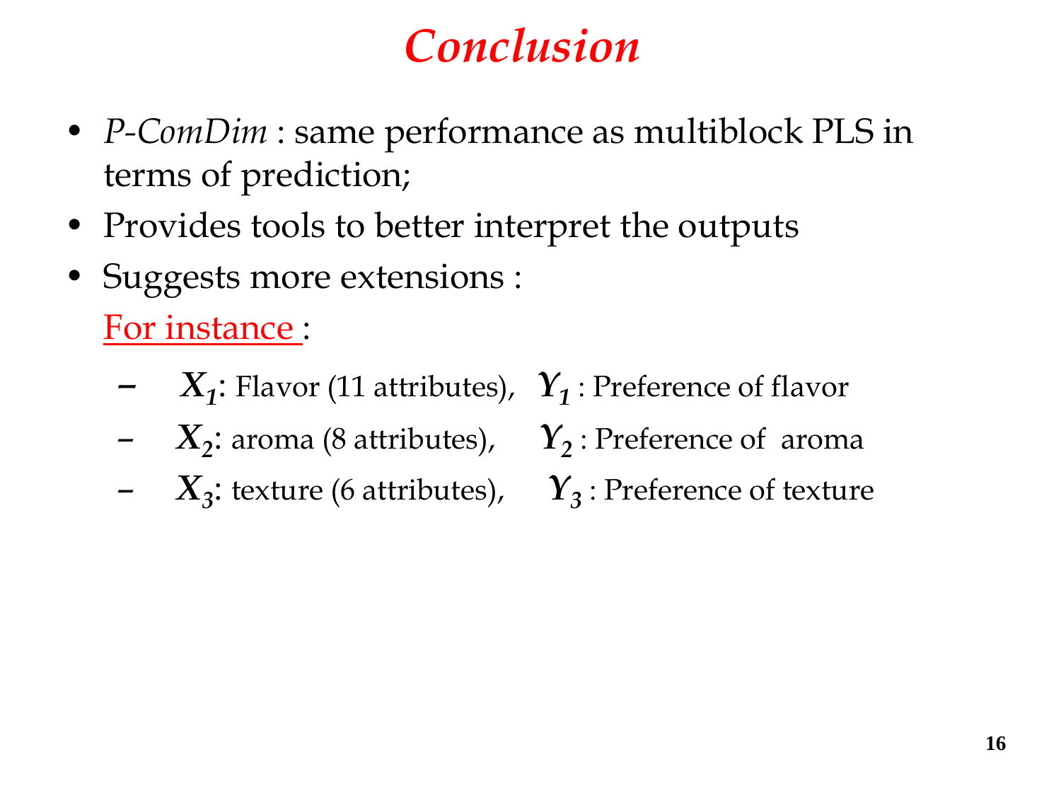# Conclusion

- *P-ComDim* : same performance as multiblock PLS in terms of prediction;
- Provides tools to better interpret the outputs
- Suggests more extensions :

  For instance :

  - $X_1$: Flavor (11 attributes), $Y_1$ : Preference of flavor
  - $X_2$: aroma (8 attributes), $Y_2$ : Preference of aroma
  - $X_3$: texture (6 attributes), $Y_3$ : Preference of texture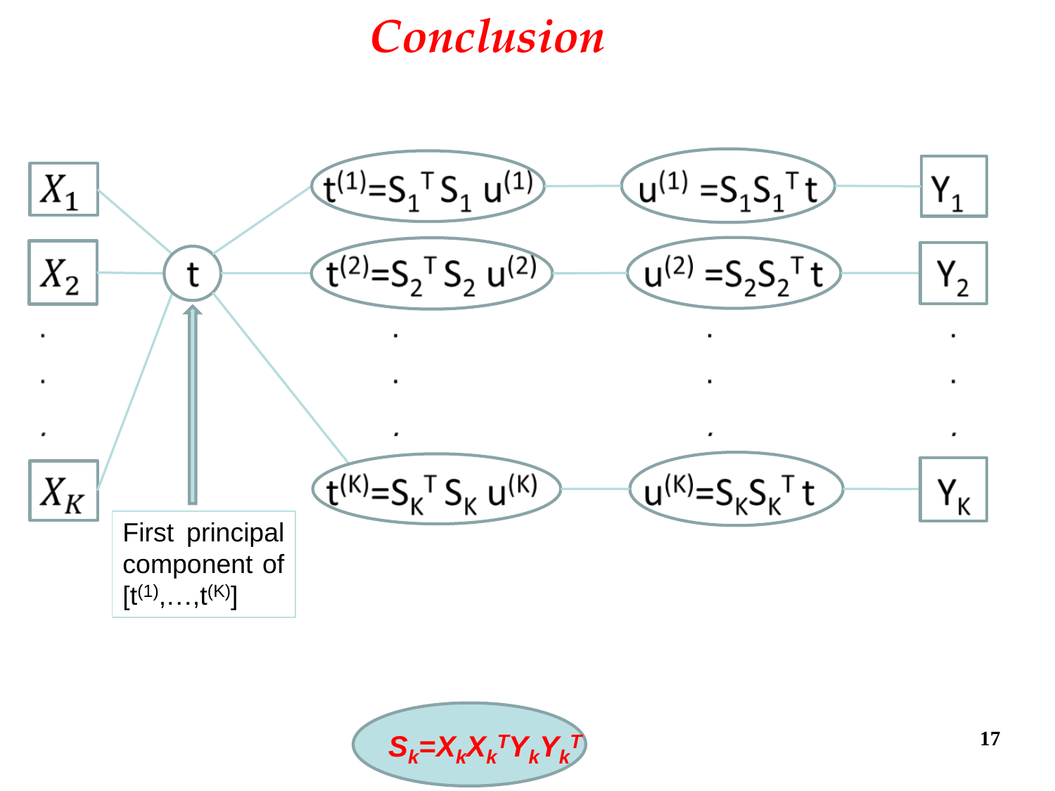# Conclusion

$X_1$

$X_2$

.

.

.

$X_K$

t

First principal component of $[t^{(1)},\ldots,t^{(K)}]$

$t^{(1)}=S_1^T S_1\, u^{(1)}$

$t^{(2)}=S_2^T S_2\, u^{(2)}$

.

.

.

$t^{(K)}=S_K^T S_K\, u^{(K)}$

$u^{(1)} = S_1 S_1^T t$

$u^{(2)} = S_2 S_2^T t$

.

.

.

$u^{(K)} = S_K S_K^T t$

$Y_1$

$Y_2$

.

.

.

$Y_K$

$S_k = X_k X_k^T Y_k Y_k^T$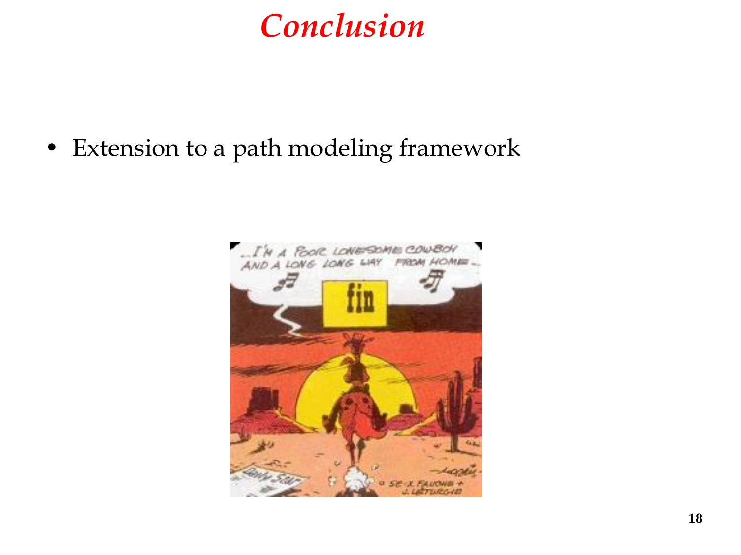# *Conclusion*

- Extension to a path modeling framework